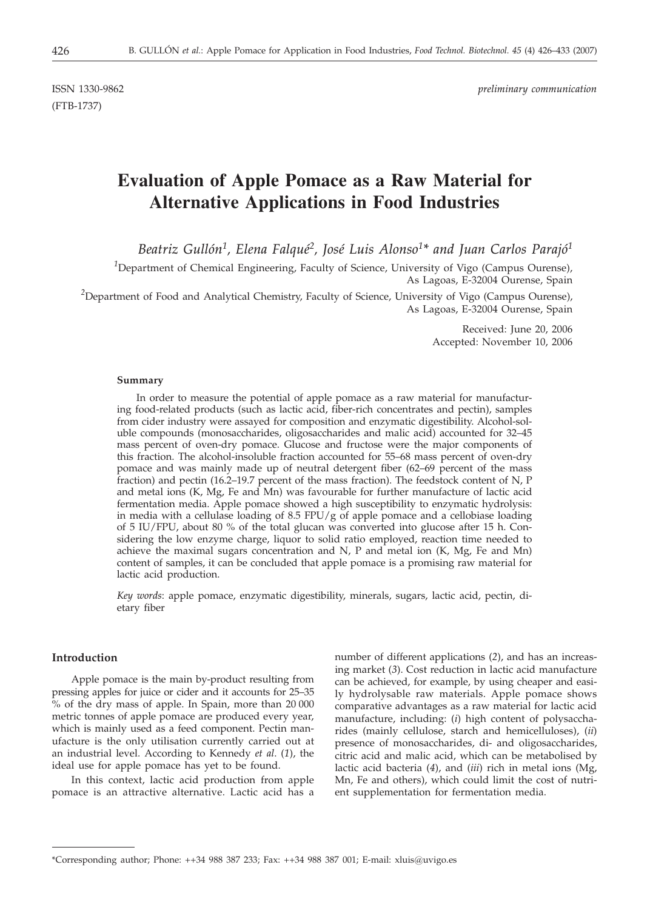ISSN 1330-9862 *preliminary communication*

(FTB-1737)

# Evaluation of Apple Pomace as a Raw Material for Alternative Applications in Food Industries

*Beatriz Gullón[1], Elena Falqué[2], José Luis Alonso[1]\* and Juan Carlos Parajó[1]*

[1]Department of Chemical Engineering, Faculty of Science, University of Vigo (Campus Ourense), As Lagoas, E-32004 Ourense, Spain

[2]Department of Food and Analytical Chemistry, Faculty of Science, University of Vigo (Campus Ourense), As Lagoas, E-32004 Ourense, Spain

Received: June 20, 2006
Accepted: November 10, 2006

### Summary

In order to measure the potential of apple pomace as a raw material for manufacturing food-related products (such as lactic acid, fiber-rich concentrates and pectin), samples from cider industry were assayed for composition and enzymatic digestibility. Alcohol-soluble compounds (monosaccharides, oligosaccharides and malic acid) accounted for 32–45 mass percent of oven-dry pomace. Glucose and fructose were the major components of this fraction. The alcohol-insoluble fraction accounted for 55–68 mass percent of oven-dry pomace and was mainly made up of neutral detergent fiber (62–69 percent of the mass fraction) and pectin (16.2–19.7 percent of the mass fraction). The feedstock content of N, P and metal ions (K, Mg, Fe and Mn) was favourable for further manufacture of lactic acid fermentation media. Apple pomace showed a high susceptibility to enzymatic hydrolysis: in media with a cellulase loading of 8.5 FPU/g of apple pomace and a cellobiase loading of 5 IU/FPU, about 80 % of the total glucan was converted into glucose after 15 h. Considering the low enzyme charge, liquor to solid ratio employed, reaction time needed to achieve the maximal sugars concentration and N, P and metal ion (K, Mg, Fe and Mn) content of samples, it can be concluded that apple pomace is a promising raw material for lactic acid production.

*Key words*: apple pomace, enzymatic digestibility, minerals, sugars, lactic acid, pectin, dietary fiber

## Introduction

Apple pomace is the main by-product resulting from pressing apples for juice or cider and it accounts for 25–35 % of the dry mass of apple. In Spain, more than 20 000 metric tonnes of apple pomace are produced every year, which is mainly used as a feed component. Pectin manufacture is the only utilisation currently carried out at an industrial level. According to Kennedy *et al*. (*1*), the ideal use for apple pomace has yet to be found.

In this context, lactic acid production from apple pomace is an attractive alternative. Lactic acid has a number of different applications (*2*), and has an increasing market (*3*). Cost reduction in lactic acid manufacture can be achieved, for example, by using cheaper and easily hydrolysable raw materials. Apple pomace shows comparative advantages as a raw material for lactic acid manufacture, including: (*i*) high content of polysaccharides (mainly cellulose, starch and hemicelluloses), (*ii*) presence of monosaccharides, di- and oligosaccharides, citric acid and malic acid, which can be metabolised by lactic acid bacteria (*4*), and (*iii*) rich in metal ions (Mg, Mn, Fe and others), which could limit the cost of nutrient supplementation for fermentation media.

\*Corresponding author; Phone: ++34 988 387 233; Fax: ++34 988 387 001; E-mail: xluis@uvigo.es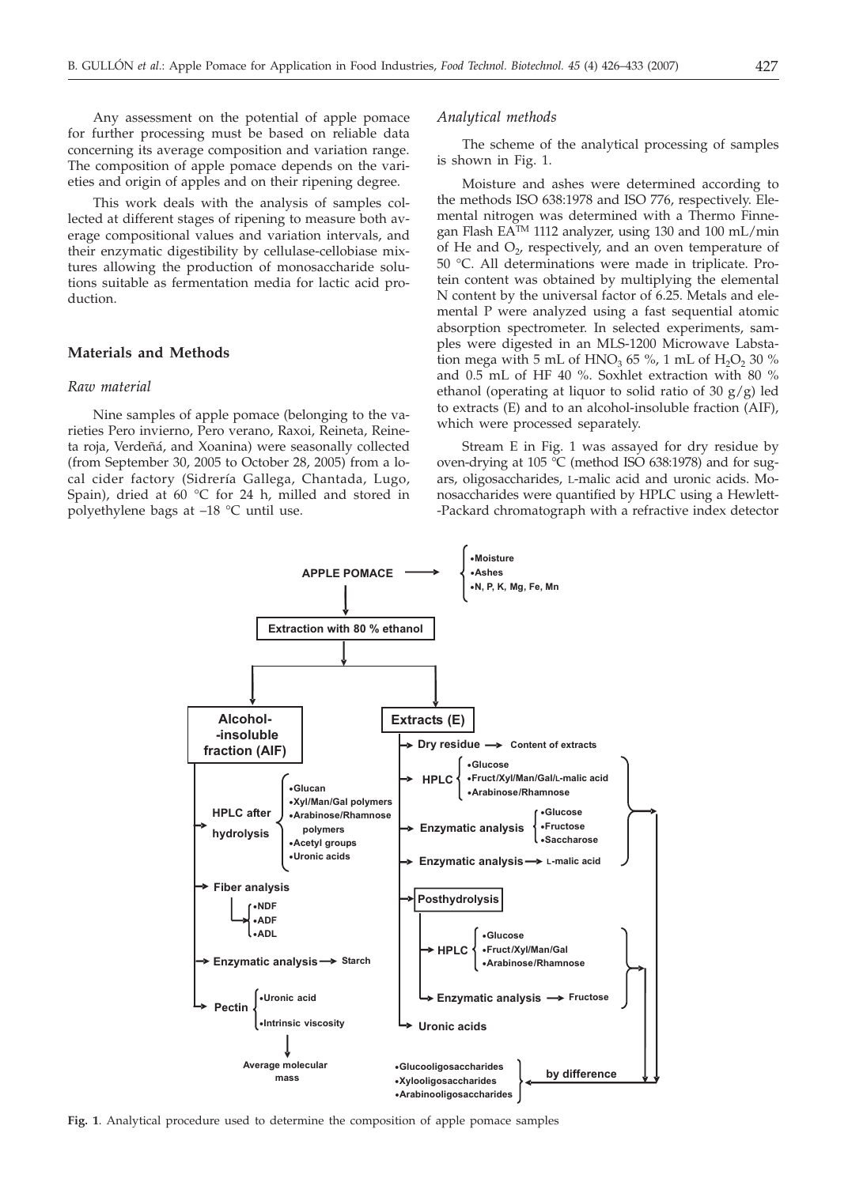Any assessment on the potential of apple pomace for further processing must be based on reliable data concerning its average composition and variation range. The composition of apple pomace depends on the varieties and origin of apples and on their ripening degree.

This work deals with the analysis of samples collected at different stages of ripening to measure both average compositional values and variation intervals, and their enzymatic digestibility by cellulase-cellobiase mixtures allowing the production of monosaccharide solutions suitable as fermentation media for lactic acid production.

## Materials and Methods

### *Raw material*

Nine samples of apple pomace (belonging to the varieties Pero invierno, Pero verano, Raxoi, Reineta, Reineta roja, Verdeñá, and Xoanina) were seasonally collected (from September 30, 2005 to October 28, 2005) from a local cider factory (Sidrería Gallega, Chantada, Lugo, Spain), dried at 60 °C for 24 h, milled and stored in polyethylene bags at –18 °C until use.

### *Analytical methods*

The scheme of the analytical processing of samples is shown in Fig. 1.

Moisture and ashes were determined according to the methods ISO 638:1978 and ISO 776, respectively. Elemental nitrogen was determined with a Thermo Finnegan Flash EA™ 1112 analyzer, using 130 and 100 mL/min of He and $O_2$, respectively, and an oven temperature of 50 °C. All determinations were made in triplicate. Protein content was obtained by multiplying the elemental N content by the universal factor of 6.25. Metals and elemental P were analyzed using a fast sequential atomic absorption spectrometer. In selected experiments, samples were digested in an MLS-1200 Microwave Labstation mega with 5 mL of $HNO_3$ 65 %, 1 mL of $H_2O_2$ 30 % and 0.5 mL of HF 40 %. Soxhlet extraction with 80 % ethanol (operating at liquor to solid ratio of 30 g/g) led to extracts (E) and to an alcohol-insoluble fraction (AIF), which were processed separately.

Stream E in Fig. 1 was assayed for dry residue by oven-drying at 105 °C (method ISO 638:1978) and for sugars, oligosaccharides, L-malic acid and uronic acids. Monosaccharides were quantified by HPLC using a Hewlett-Packard chromatograph with a refractive index detector

APPLE POMACE → •Moisture •Ashes •N, P, K, Mg, Fe, Mn

Extraction with 80 % ethanol

Alcohol-insoluble fraction (AIF)
- HPLC after hydrolysis: •Glucan •Xyl/Man/Gal polymers •Arabinose/Rhamnose polymers •Acetyl groups •Uronic acids
- Fiber analysis: •NDF •ADF •ADL
- Enzymatic analysis → Starch
- Pectin: •Uronic acid •Intrinsic viscosity → Average molecular mass

Extracts (E)
- Dry residue → Content of extracts
- HPLC: •Glucose •Fruct/Xyl/Man/Gal/L-malic acid •Arabinose/Rhamnose
- Enzymatic analysis: •Glucose •Fructose •Saccharose
- Enzymatic analysis → L-malic acid
- Posthydrolysis
  - HPLC: •Glucose •Fruct/Xyl/Man/Gal •Arabinose/Rhamnose
  - Enzymatic analysis → Fructose
- Uronic acids

•Glucooligosaccharides •Xylooligosaccharides •Arabinooligosaccharides ← by difference

**Fig. 1**. Analytical procedure used to determine the composition of apple pomace samples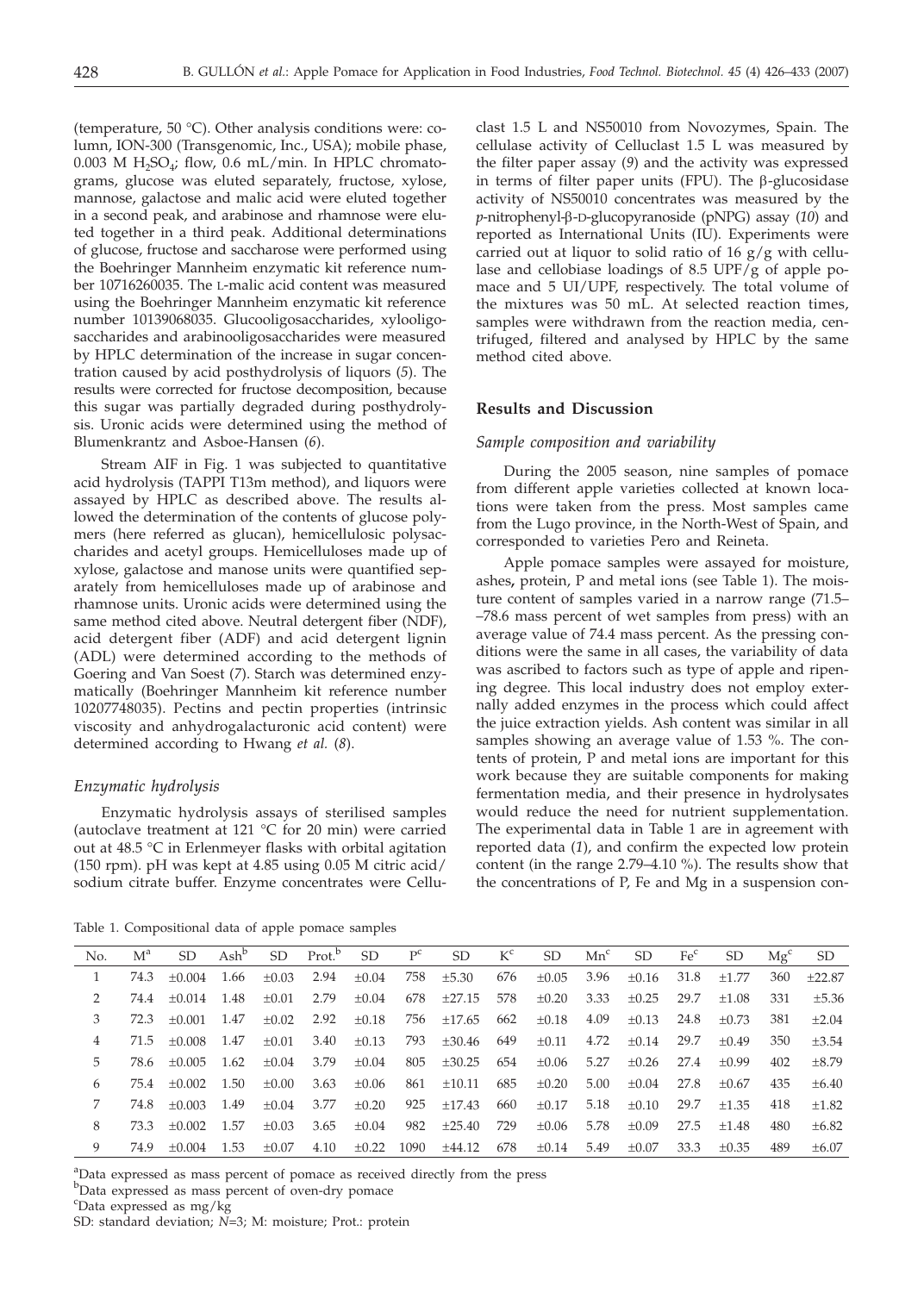(temperature, 50 °C). Other analysis conditions were: column, ION-300 (Transgenomic, Inc., USA); mobile phase, 0.003 M $H_2SO_4$; flow, 0.6 mL/min. In HPLC chromatograms, glucose was eluted separately, fructose, xylose, mannose, galactose and malic acid were eluted together in a second peak, and arabinose and rhamnose were eluted together in a third peak. Additional determinations of glucose, fructose and saccharose were performed using the Boehringer Mannheim enzymatic kit reference number 10716260035. The L-malic acid content was measured using the Boehringer Mannheim enzymatic kit reference number 10139068035. Glucooligosaccharides, xylooligosaccharides and arabinooligosaccharides were measured by HPLC determination of the increase in sugar concentration caused by acid posthydrolysis of liquors (*5*). The results were corrected for fructose decomposition, because this sugar was partially degraded during posthydrolysis. Uronic acids were determined using the method of Blumenkrantz and Asboe-Hansen (*6*).

Stream AIF in Fig. 1 was subjected to quantitative acid hydrolysis (TAPPI T13m method), and liquors were assayed by HPLC as described above. The results allowed the determination of the contents of glucose polymers (here referred as glucan), hemicellulosic polysaccharides and acetyl groups. Hemicelluloses made up of xylose, galactose and manose units were quantified separately from hemicelluloses made up of arabinose and rhamnose units. Uronic acids were determined using the same method cited above. Neutral detergent fiber (NDF), acid detergent fiber (ADF) and acid detergent lignin (ADL) were determined according to the methods of Goering and Van Soest (*7*). Starch was determined enzymatically (Boehringer Mannheim kit reference number 10207748035). Pectins and pectin properties (intrinsic viscosity and anhydrogalacturonic acid content) were determined according to Hwang *et al.* (*8*).

### *Enzymatic hydrolysis*

Enzymatic hydrolysis assays of sterilised samples (autoclave treatment at 121 °C for 20 min) were carried out at 48.5 °C in Erlenmeyer flasks with orbital agitation (150 rpm). pH was kept at 4.85 using 0.05 M citric acid/sodium citrate buffer. Enzyme concentrates were Celluclast 1.5 L and NS50010 from Novozymes, Spain. The cellulase activity of Celluclast 1.5 L was measured by the filter paper assay (*9*) and the activity was expressed in terms of filter paper units (FPU). The β-glucosidase activity of NS50010 concentrates was measured by the *p*-nitrophenyl-β-D-glucopyranoside (pNPG) assay (*10*) and reported as International Units (IU). Experiments were carried out at liquor to solid ratio of 16 g/g with cellulase and cellobiase loadings of 8.5 UPF/g of apple pomace and 5 UI/UPF, respectively. The total volume of the mixtures was 50 mL. At selected reaction times, samples were withdrawn from the reaction media, centrifuged, filtered and analysed by HPLC by the same method cited above.

## Results and Discussion

### *Sample composition and variability*

During the 2005 season, nine samples of pomace from different apple varieties collected at known locations were taken from the press. Most samples came from the Lugo province, in the North-West of Spain, and corresponded to varieties Pero and Reineta.

Apple pomace samples were assayed for moisture, ashes, protein, P and metal ions (see Table 1). The moisture content of samples varied in a narrow range (71.5–78.6 mass percent of wet samples from press) with an average value of 74.4 mass percent. As the pressing conditions were the same in all cases, the variability of data was ascribed to factors such as type of apple and ripening degree. This local industry does not employ externally added enzymes in the process which could affect the juice extraction yields. Ash content was similar in all samples showing an average value of 1.53 %. The contents of protein, P and metal ions are important for this work because they are suitable components for making fermentation media, and their presence in hydrolysates would reduce the need for nutrient supplementation. The experimental data in Table 1 are in agreement with reported data (*1*), and confirm the expected low protein content (in the range 2.79–4.10 %). The results show that the concentrations of P, Fe and Mg in a suspension con-

Table 1. Compositional data of apple pomace samples

| No. | M[a] | SD | Ash[b] | SD | Prot.[b] | SD | P[c] | SD | K[c] | SD | Mn[c] | SD | Fe[c] | SD | Mg[c] | SD |
|---|---|---|---|---|---|---|---|---|---|---|---|---|---|---|---|---|
| 1 | 74.3 | ±0.004 | 1.66 | ±0.03 | 2.94 | ±0.04 | 758 | ±5.30 | 676 | ±0.05 | 3.96 | ±0.16 | 31.8 | ±1.77 | 360 | ±22.87 |
| 2 | 74.4 | ±0.014 | 1.48 | ±0.01 | 2.79 | ±0.04 | 678 | ±27.15 | 578 | ±0.20 | 3.33 | ±0.25 | 29.7 | ±1.08 | 331 | ±5.36 |
| 3 | 72.3 | ±0.001 | 1.47 | ±0.02 | 2.92 | ±0.18 | 756 | ±17.65 | 662 | ±0.18 | 4.09 | ±0.13 | 24.8 | ±0.73 | 381 | ±2.04 |
| 4 | 71.5 | ±0.008 | 1.47 | ±0.01 | 3.40 | ±0.13 | 793 | ±30.46 | 649 | ±0.11 | 4.72 | ±0.14 | 29.7 | ±0.49 | 350 | ±3.54 |
| 5 | 78.6 | ±0.005 | 1.62 | ±0.04 | 3.79 | ±0.04 | 805 | ±30.25 | 654 | ±0.06 | 5.27 | ±0.26 | 27.4 | ±0.99 | 402 | ±8.79 |
| 6 | 75.4 | ±0.002 | 1.50 | ±0.00 | 3.63 | ±0.06 | 861 | ±10.11 | 685 | ±0.20 | 5.00 | ±0.04 | 27.8 | ±0.67 | 435 | ±6.40 |
| 7 | 74.8 | ±0.003 | 1.49 | ±0.04 | 3.77 | ±0.20 | 925 | ±17.43 | 660 | ±0.17 | 5.18 | ±0.10 | 29.7 | ±1.35 | 418 | ±1.82 |
| 8 | 73.3 | ±0.002 | 1.57 | ±0.03 | 3.65 | ±0.04 | 982 | ±25.40 | 729 | ±0.06 | 5.78 | ±0.09 | 27.5 | ±1.48 | 480 | ±6.82 |
| 9 | 74.9 | ±0.004 | 1.53 | ±0.07 | 4.10 | ±0.22 | 1090 | ±44.12 | 678 | ±0.14 | 5.49 | ±0.07 | 33.3 | ±0.35 | 489 | ±6.07 |

[a]Data expressed as mass percent of pomace as received directly from the press

[b]Data expressed as mass percent of oven-dry pomace

[c]Data expressed as mg/kg

SD: standard deviation; *N*=3; M: moisture; Prot.: protein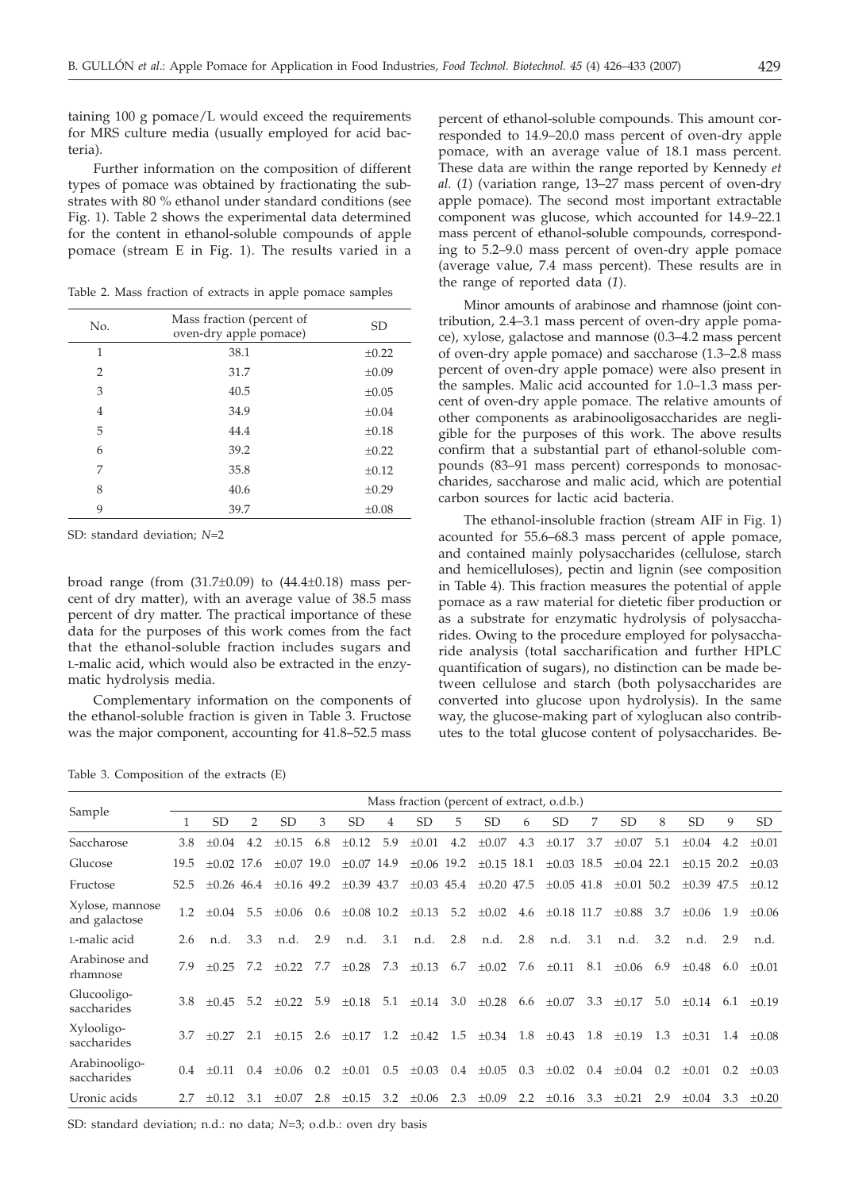taining 100 g pomace/L would exceed the requirements for MRS culture media (usually employed for acid bacteria).

Further information on the composition of different types of pomace was obtained by fractionating the substrates with 80 % ethanol under standard conditions (see Fig. 1). Table 2 shows the experimental data determined for the content in ethanol-soluble compounds of apple pomace (stream E in Fig. 1). The results varied in a broad range (from (31.7±0.09) to (44.4±0.18) mass percent of dry matter), with an average value of 38.5 mass percent of dry matter. The practical importance of these data for the purposes of this work comes from the fact that the ethanol-soluble fraction includes sugars and L-malic acid, which would also be extracted in the enzymatic hydrolysis media.

Table 2. Mass fraction of extracts in apple pomace samples

| No. | Mass fraction (percent of oven-dry apple pomace) | SD |
|---|---|---|
| 1 | 38.1 | ±0.22 |
| 2 | 31.7 | ±0.09 |
| 3 | 40.5 | ±0.05 |
| 4 | 34.9 | ±0.04 |
| 5 | 44.4 | ±0.18 |
| 6 | 39.2 | ±0.22 |
| 7 | 35.8 | ±0.12 |
| 8 | 40.6 | ±0.29 |
| 9 | 39.7 | ±0.08 |

SD: standard deviation; $N$=2

Complementary information on the components of the ethanol-soluble fraction is given in Table 3. Fructose was the major component, accounting for 41.8–52.5 mass percent of ethanol-soluble compounds. This amount corresponded to 14.9–20.0 mass percent of oven-dry apple pomace, with an average value of 18.1 mass percent. These data are within the range reported by Kennedy *et al.* (*1*) (variation range, 13–27 mass percent of oven-dry apple pomace). The second most important extractable component was glucose, which accounted for 14.9–22.1 mass percent of ethanol-soluble compounds, corresponding to 5.2–9.0 mass percent of oven-dry apple pomace (average value, 7.4 mass percent). These results are in the range of reported data (*1*).

Minor amounts of arabinose and rhamnose (joint contribution, 2.4–3.1 mass percent of oven-dry apple pomace), xylose, galactose and mannose (0.3–4.2 mass percent of oven-dry apple pomace) and saccharose (1.3–2.8 mass percent of oven-dry apple pomace) were also present in the samples. Malic acid accounted for 1.0–1.3 mass percent of oven-dry apple pomace. The relative amounts of other components as arabinooligosaccharides are negligible for the purposes of this work. The above results confirm that a substantial part of ethanol-soluble compounds (83–91 mass percent) corresponds to monosaccharides, saccharose and malic acid, which are potential carbon sources for lactic acid bacteria.

The ethanol-insoluble fraction (stream AIF in Fig. 1) acounted for 55.6–68.3 mass percent of apple pomace, and contained mainly polysaccharides (cellulose, starch and hemicelluloses), pectin and lignin (see composition in Table 4). This fraction measures the potential of apple pomace as a raw material for dietetic fiber production or as a substrate for enzymatic hydrolysis of polysaccharides. Owing to the procedure employed for polysaccharide analysis (total saccharification and further HPLC quantification of sugars), no distinction can be made between cellulose and starch (both polysaccharides are converted into glucose upon hydrolysis). In the same way, the glucose-making part of xyloglucan also contributes to the total glucose content of polysaccharides. Be-

Table 3. Composition of the extracts (E)

| Sample | Mass fraction (percent of extract, o.d.b.) | | | | | | | | | | | | | | | | | |
|---|---|---|---|---|---|---|---|---|---|---|---|---|---|---|---|---|---|---|
| | 1 | SD | 2 | SD | 3 | SD | 4 | SD | 5 | SD | 6 | SD | 7 | SD | 8 | SD | 9 | SD |
| Saccharose | 3.8 | ±0.04 | 4.2 | ±0.15 | 6.8 | ±0.12 | 5.9 | ±0.01 | 4.2 | ±0.07 | 4.3 | ±0.17 | 3.7 | ±0.07 | 5.1 | ±0.04 | 4.2 | ±0.01 |
| Glucose | 19.5 | ±0.02 | 17.6 | ±0.07 | 19.0 | ±0.07 | 14.9 | ±0.06 | 19.2 | ±0.15 | 18.1 | ±0.03 | 18.5 | ±0.04 | 22.1 | ±0.15 | 20.2 | ±0.03 |
| Fructose | 52.5 | ±0.26 | 46.4 | ±0.16 | 49.2 | ±0.39 | 43.7 | ±0.03 | 45.4 | ±0.20 | 47.5 | ±0.05 | 41.8 | ±0.01 | 50.2 | ±0.39 | 47.5 | ±0.12 |
| Xylose, mannose and galactose | 1.2 | ±0.04 | 5.5 | ±0.06 | 0.6 | ±0.08 | 10.2 | ±0.13 | 5.2 | ±0.02 | 4.6 | ±0.18 | 11.7 | ±0.88 | 3.7 | ±0.06 | 1.9 | ±0.06 |
| L-malic acid | 2.6 | n.d. | 3.3 | n.d. | 2.9 | n.d. | 3.1 | n.d. | 2.8 | n.d. | 2.8 | n.d. | 3.1 | n.d. | 3.2 | n.d. | 2.9 | n.d. |
| Arabinose and rhamnose | 7.9 | ±0.25 | 7.2 | ±0.22 | 7.7 | ±0.28 | 7.3 | ±0.13 | 6.7 | ±0.02 | 7.6 | ±0.11 | 8.1 | ±0.06 | 6.9 | ±0.48 | 6.0 | ±0.01 |
| Glucooligo-saccharides | 3.8 | ±0.45 | 5.2 | ±0.22 | 5.9 | ±0.18 | 5.1 | ±0.14 | 3.0 | ±0.28 | 6.6 | ±0.07 | 3.3 | ±0.17 | 5.0 | ±0.14 | 6.1 | ±0.19 |
| Xylooligo-saccharides | 3.7 | ±0.27 | 2.1 | ±0.15 | 2.6 | ±0.17 | 1.2 | ±0.42 | 1.5 | ±0.34 | 1.8 | ±0.43 | 1.8 | ±0.19 | 1.3 | ±0.31 | 1.4 | ±0.08 |
| Arabinooligo-saccharides | 0.4 | ±0.11 | 0.4 | ±0.06 | 0.2 | ±0.01 | 0.5 | ±0.03 | 0.4 | ±0.05 | 0.3 | ±0.02 | 0.4 | ±0.04 | 0.2 | ±0.01 | 0.2 | ±0.03 |
| Uronic acids | 2.7 | ±0.12 | 3.1 | ±0.07 | 2.8 | ±0.15 | 3.2 | ±0.06 | 2.3 | ±0.09 | 2.2 | ±0.16 | 3.3 | ±0.21 | 2.9 | ±0.04 | 3.3 | ±0.20 |

SD: standard deviation; n.d.: no data; $N$=3; o.d.b.: oven dry basis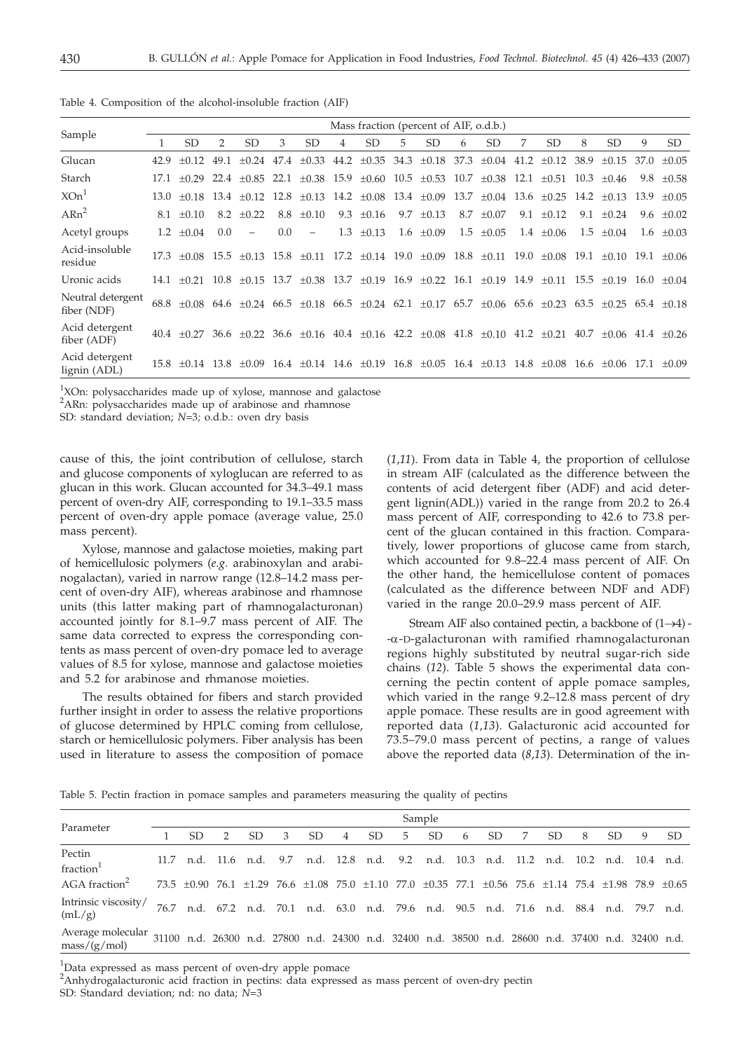Table 4. Composition of the alcohol-insoluble fraction (AIF)

| Sample | Mass fraction (percent of AIF, o.d.b.) | | | | | | | | | | | | | | | | | |
|---|---|---|---|---|---|---|---|---|---|---|---|---|---|---|---|---|---|---|
| | 1 | SD | 2 | SD | 3 | SD | 4 | SD | 5 | SD | 6 | SD | 7 | SD | 8 | SD | 9 | SD |
| Glucan | 42.9 | ±0.12 | 49.1 | ±0.24 | 47.4 | ±0.33 | 44.2 | ±0.35 | 34.3 | ±0.18 | 37.3 | ±0.04 | 41.2 | ±0.12 | 38.9 | ±0.15 | 37.0 | ±0.05 |
| Starch | 17.1 | ±0.29 | 22.4 | ±0.85 | 22.1 | ±0.38 | 15.9 | ±0.60 | 10.5 | ±0.53 | 10.7 | ±0.38 | 12.1 | ±0.51 | 10.3 | ±0.46 | 9.8 | ±0.58 |
| XOn[1] | 13.0 | ±0.18 | 13.4 | ±0.12 | 12.8 | ±0.13 | 14.2 | ±0.08 | 13.4 | ±0.09 | 13.7 | ±0.04 | 13.6 | ±0.25 | 14.2 | ±0.13 | 13.9 | ±0.05 |
| ARn[2] | 8.1 | ±0.10 | 8.2 | ±0.22 | 8.8 | ±0.10 | 9.3 | ±0.16 | 9.7 | ±0.13 | 8.7 | ±0.07 | 9.1 | ±0.12 | 9.1 | ±0.24 | 9.6 | ±0.02 |
| Acetyl groups | 1.2 | ±0.04 | 0.0 | – | 0.0 | – | 1.3 | ±0.13 | 1.6 | ±0.09 | 1.5 | ±0.05 | 1.4 | ±0.06 | 1.5 | ±0.04 | 1.6 | ±0.03 |
| Acid-insoluble residue | 17.3 | ±0.08 | 15.5 | ±0.13 | 15.8 | ±0.11 | 17.2 | ±0.14 | 19.0 | ±0.09 | 18.8 | ±0.11 | 19.0 | ±0.08 | 19.1 | ±0.10 | 19.1 | ±0.06 |
| Uronic acids | 14.1 | ±0.21 | 10.8 | ±0.15 | 13.7 | ±0.38 | 13.7 | ±0.19 | 16.9 | ±0.22 | 16.1 | ±0.19 | 14.9 | ±0.11 | 15.5 | ±0.19 | 16.0 | ±0.04 |
| Neutral detergent fiber (NDF) | 68.8 | ±0.08 | 64.6 | ±0.24 | 66.5 | ±0.18 | 66.5 | ±0.24 | 62.1 | ±0.17 | 65.7 | ±0.06 | 65.6 | ±0.23 | 63.5 | ±0.25 | 65.4 | ±0.18 |
| Acid detergent fiber (ADF) | 40.4 | ±0.27 | 36.6 | ±0.22 | 36.6 | ±0.16 | 40.4 | ±0.16 | 42.2 | ±0.08 | 41.8 | ±0.10 | 41.2 | ±0.21 | 40.7 | ±0.06 | 41.4 | ±0.26 |
| Acid detergent lignin (ADL) | 15.8 | ±0.14 | 13.8 | ±0.09 | 16.4 | ±0.14 | 14.6 | ±0.19 | 16.8 | ±0.05 | 16.4 | ±0.13 | 14.8 | ±0.08 | 16.6 | ±0.06 | 17.1 | ±0.09 |

[1]XOn: polysaccharides made up of xylose, mannose and galactose
[2]ARn: polysaccharides made up of arabinose and rhamnose
SD: standard deviation; *N*=3; o.d.b.: oven dry basis

cause of this, the joint contribution of cellulose, starch and glucose components of xyloglucan are referred to as glucan in this work. Glucan accounted for 34.3–49.1 mass percent of oven-dry AIF, corresponding to 19.1–33.5 mass percent of oven-dry apple pomace (average value, 25.0 mass percent).

Xylose, mannose and galactose moieties, making part of hemicellulosic polymers (*e.g.* arabinoxylan and arabinogalactan), varied in narrow range (12.8–14.2 mass percent of oven-dry AIF), whereas arabinose and rhamnose units (this latter making part of rhamnogalacturonan) accounted jointly for 8.1–9.7 mass percent of AIF. The same data corrected to express the corresponding contents as mass percent of oven-dry pomace led to average values of 8.5 for xylose, mannose and galactose moieties and 5.2 for arabinose and rhmanose moieties.

The results obtained for fibers and starch provided further insight in order to assess the relative proportions of glucose determined by HPLC coming from cellulose, starch or hemicellulosic polymers. Fiber analysis has been used in literature to assess the composition of pomace (*1,11*). From data in Table 4, the proportion of cellulose in stream AIF (calculated as the difference between the contents of acid detergent fiber (ADF) and acid detergent lignin(ADL)) varied in the range from 20.2 to 26.4 mass percent of AIF, corresponding to 42.6 to 73.8 percent of the glucan contained in this fraction. Comparatively, lower proportions of glucose came from starch, which accounted for 9.8–22.4 mass percent of AIF. On the other hand, the hemicellulose content of pomaces (calculated as the difference between NDF and ADF) varied in the range 20.0–29.9 mass percent of AIF.

Stream AIF also contained pectin, a backbone of (1→4)-α-D-galacturonan with ramified rhamnogalacturonan regions highly substituted by neutral sugar-rich side chains (*12*). Table 5 shows the experimental data concerning the pectin content of apple pomace samples, which varied in the range 9.2–12.8 mass percent of dry apple pomace. These results are in good agreement with reported data (*1,13*). Galacturonic acid accounted for 73.5–79.0 mass percent of pectins, a range of values above the reported data (*8,13*). Determination of the in-

Table 5. Pectin fraction in pomace samples and parameters measuring the quality of pectins

| Parameter | Sample | | | | | | | | | | | | | | | | | |
|---|---|---|---|---|---|---|---|---|---|---|---|---|---|---|---|---|---|---|
| | 1 | SD | 2 | SD | 3 | SD | 4 | SD | 5 | SD | 6 | SD | 7 | SD | 8 | SD | 9 | SD |
| Pectin fraction[1] | 11.7 | n.d. | 11.6 | n.d. | 9.7 | n.d. | 12.8 | n.d. | 9.2 | n.d. | 10.3 | n.d. | 11.2 | n.d. | 10.2 | n.d. | 10.4 | n.d. |
| AGA fraction[2] | 73.5 | ±0.90 | 76.1 | ±1.29 | 76.6 | ±1.08 | 75.0 | ±1.10 | 77.0 | ±0.35 | 77.1 | ±0.56 | 75.6 | ±1.14 | 75.4 | ±1.98 | 78.9 | ±0.65 |
| Intrinsic viscosity/(mL/g) | 76.7 | n.d. | 67.2 | n.d. | 70.1 | n.d. | 63.0 | n.d. | 79.6 | n.d. | 90.5 | n.d. | 71.6 | n.d. | 88.4 | n.d. | 79.7 | n.d. |
| Average molecular mass/(g/mol) | 31100 | n.d. | 26300 | n.d. | 27800 | n.d. | 24300 | n.d. | 32400 | n.d. | 38500 | n.d. | 28600 | n.d. | 37400 | n.d. | 32400 | n.d. |

[1]Data expressed as mass percent of oven-dry apple pomace
[2]Anhydrogalacturonic acid fraction in pectins: data expressed as mass percent of oven-dry pectin
SD: Standard deviation; nd: no data; *N*=3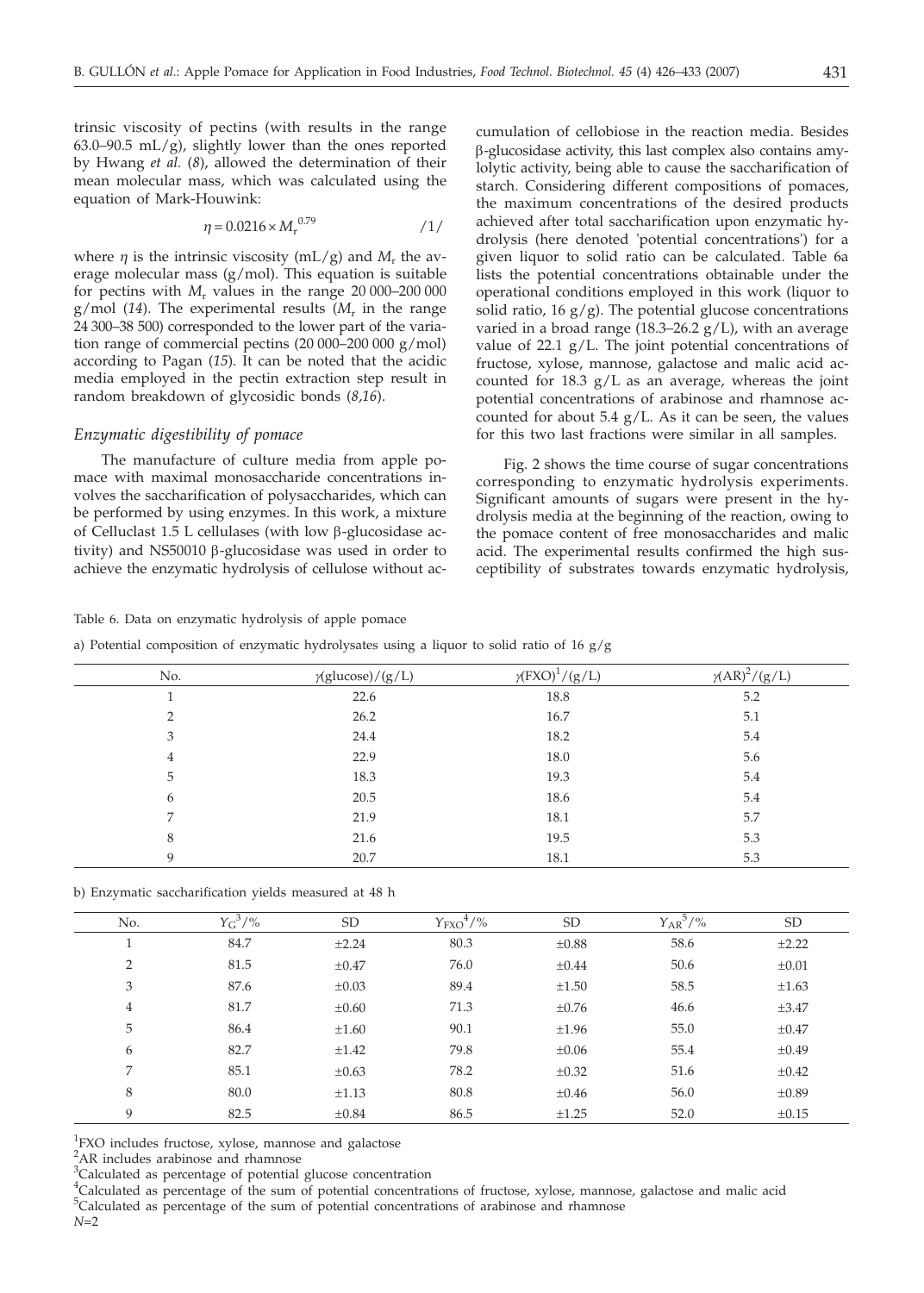trinsic viscosity of pectins (with results in the range 63.0–90.5 mL/g), slightly lower than the ones reported by Hwang *et al.* (*8*), allowed the determination of their mean molecular mass, which was calculated using the equation of Mark-Houwink:

$$\eta = 0.0216 \times M_r^{\ 0.79} \qquad /1/$$

where $\eta$ is the intrinsic viscosity (mL/g) and $M_r$ the average molecular mass (g/mol). This equation is suitable for pectins with $M_r$ values in the range 20 000–200 000 g/mol (*14*). The experimental results ($M_r$ in the range 24 300–38 500) corresponded to the lower part of the variation range of commercial pectins (20 000–200 000 g/mol) according to Pagan (*15*). It can be noted that the acidic media employed in the pectin extraction step result in random breakdown of glycosidic bonds (*8,16*).

### *Enzymatic digestibility of pomace*

The manufacture of culture media from apple pomace with maximal monosaccharide concentrations involves the saccharification of polysaccharides, which can be performed by mixing enzymes. In this work, a mixture of Celluclast 1.5 L cellulases (with low β-glucosidase activity) and NS50010 β-glucosidase was used in order to achieve the enzymatic hydrolysis of cellulose without accumulation of cellobiose in the reaction media. Besides β-glucosidase activity, this last complex also contains amylolytic activity, being able to cause the saccharification of starch. Considering different compositions of pomaces, the maximum concentrations of the desired products achieved after total saccharification upon enzymatic hydrolysis (here denoted 'potential concentrations') for a given liquor to solid ratio can be calculated. Table 6a lists the potential concentrations obtainable under the operational conditions employed in this work (liquor to solid ratio, 16 g/g). The potential glucose concentrations varied in a broad range (18.3–26.2 g/L), with an average value of 22.1 g/L. The joint potential concentrations of fructose, xylose, mannose, galactose and malic acid accounted for 18.3 g/L as an average, whereas the joint potential concentrations of arabinose and rhamnose accounted for about 5.4 g/L. As it can be seen, the values for this two last fractions were similar in all samples.

Fig. 2 shows the time course of sugar concentrations corresponding to enzymatic hydrolysis experiments. Significant amounts of sugars were present in the hydrolysis media at the beginning of the reaction, owing to the pomace content of free monosaccharides and malic acid. The experimental results confirmed the high susceptibility of substrates towards enzymatic hydrolysis,

Table 6. Data on enzymatic hydrolysis of apple pomace

a) Potential composition of enzymatic hydrolysates using a liquor to solid ratio of 16 g/g

| No. | $\gamma$(glucose)/(g/L) | $\gamma$(FXO)[1]/(g/L) | $\gamma$(AR)[2]/(g/L) |
|---|---|---|---|
| 1 | 22.6 | 18.8 | 5.2 |
| 2 | 26.2 | 16.7 | 5.1 |
| 3 | 24.4 | 18.2 | 5.4 |
| 4 | 22.9 | 18.0 | 5.6 |
| 5 | 18.3 | 19.3 | 5.4 |
| 6 | 20.5 | 18.6 | 5.4 |
| 7 | 21.9 | 18.1 | 5.7 |
| 8 | 21.6 | 19.5 | 5.3 |
| 9 | 20.7 | 18.1 | 5.3 |

b) Enzymatic saccharification yields measured at 48 h

| No. | $Y_G$[3]/% | SD | $Y_{FXO}$[4]/% | SD | $Y_{AR}$[5]/% | SD |
|---|---|---|---|---|---|---|
| 1 | 84.7 | ±2.24 | 80.3 | ±0.88 | 58.6 | ±2.22 |
| 2 | 81.5 | ±0.47 | 76.0 | ±0.44 | 50.6 | ±0.01 |
| 3 | 87.6 | ±0.03 | 89.4 | ±1.50 | 58.5 | ±1.63 |
| 4 | 81.7 | ±0.60 | 71.3 | ±0.76 | 46.6 | ±3.47 |
| 5 | 86.4 | ±1.60 | 90.1 | ±1.96 | 55.0 | ±0.47 |
| 6 | 82.7 | ±1.42 | 79.8 | ±0.06 | 55.4 | ±0.49 |
| 7 | 85.1 | ±0.63 | 78.2 | ±0.32 | 51.6 | ±0.42 |
| 8 | 80.0 | ±1.13 | 80.8 | ±0.46 | 56.0 | ±0.89 |
| 9 | 82.5 | ±0.84 | 86.5 | ±1.25 | 52.0 | ±0.15 |

[1]FXO includes fructose, xylose, mannose and galactose

[2]AR includes arabinose and rhamnose

[3]Calculated as percentage of potential glucose concentration

[4]Calculated as percentage of the sum of potential concentrations of fructose, xylose, mannose, galactose and malic acid

[5]Calculated as percentage of the sum of potential concentrations of arabinose and rhamnose

*N*=2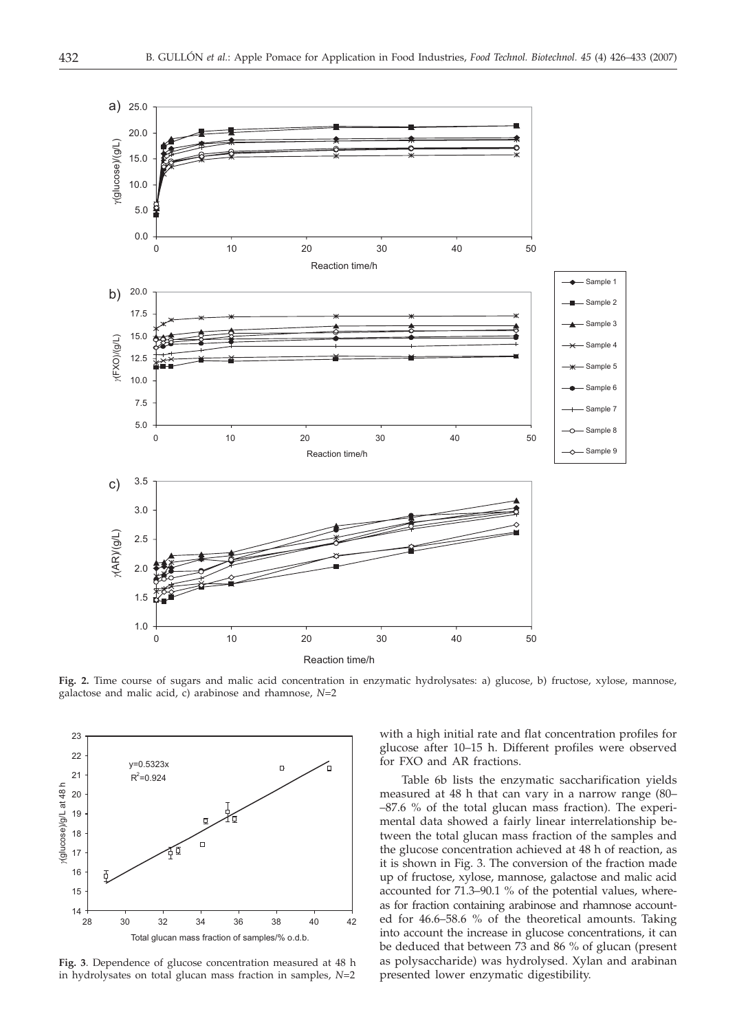**Fig. 2.** Time course of sugars and malic acid concentration in enzymatic hydrolysates: a) glucose, b) fructose, xylose, mannose, galactose and malic acid, c) arabinose and rhamnose, $N$=2

**Fig. 3**. Dependence of glucose concentration measured at 48 h in hydrolysates on total glucan mass fraction in samples, $N$=2

with a high initial rate and flat concentration profiles for glucose after 10–15 h. Different profiles were observed for FXO and AR fractions.

Table 6b lists the enzymatic saccharification yields measured at 48 h that can vary in a narrow range (80––87.6 % of the total glucan mass fraction). The experimental data showed a fairly linear interrelationship between the total glucan mass fraction of the samples and the glucose concentration achieved at 48 h of reaction, as it is shown in Fig. 3. The conversion of the fraction made up of fructose, xylose, mannose, galactose and malic acid accounted for 71.3–90.1 % of the potential values, whereas for fraction containing arabinose and rhamnose accounted for 46.6–58.6 % of the theoretical amounts. Taking into account the increase in glucose concentrations, it can be deduced that between 73 and 86 % of glucan (present as polysaccharide) was hydrolysed. Xylan and arabinan presented lower enzymatic digestibility.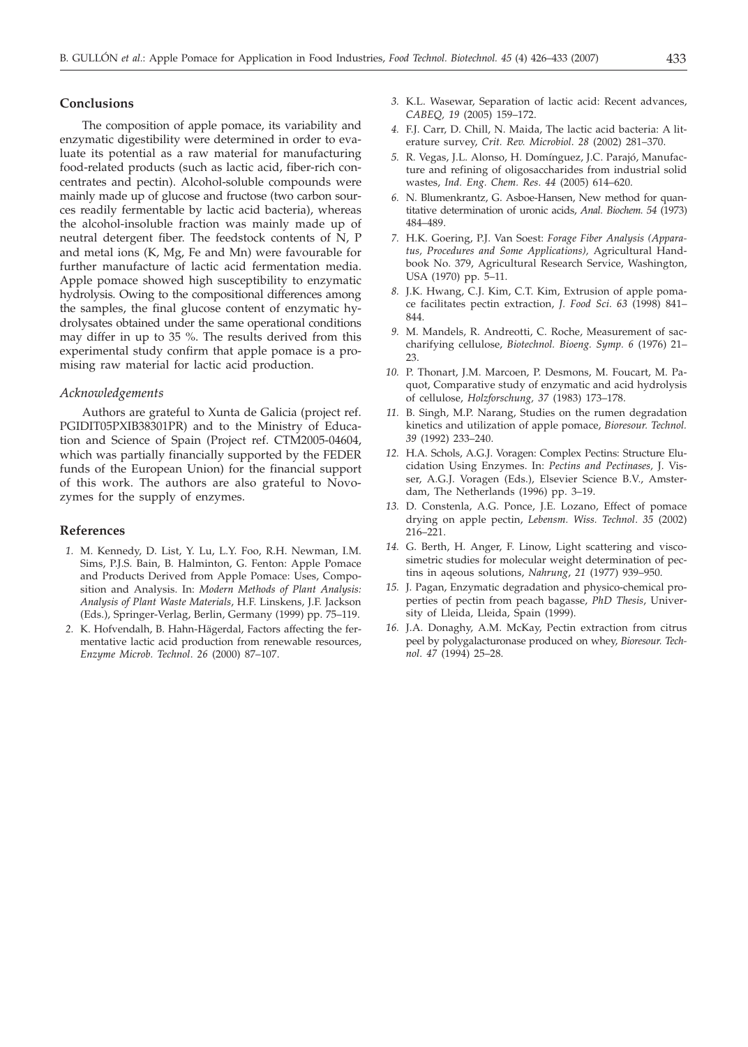## Conclusions

The composition of apple pomace, its variability and enzymatic digestibility were determined in order to evaluate its potential as a raw material for manufacturing food-related products (such as lactic acid, fiber-rich concentrates and pectin). Alcohol-soluble compounds were mainly made up of glucose and fructose (two carbon sources readily fermentable by lactic acid bacteria), whereas the alcohol-insoluble fraction was mainly made up of neutral detergent fiber. The feedstock contents of N, P and metal ions (K, Mg, Fe and Mn) were favourable for further manufacture of lactic acid fermentation media. Apple pomace showed high susceptibility to enzymatic hydrolysis. Owing to the compositional differences among the samples, the final glucose content of enzymatic hydrolysates obtained under the same operational conditions may differ in up to 35 %. The results derived from this experimental study confirm that apple pomace is a promising raw material for lactic acid production.

### *Acknowledgements*

Authors are grateful to Xunta de Galicia (project ref. PGIDIT05PXIB38301PR) and to the Ministry of Education and Science of Spain (Project ref. CTM2005-04604, which was partially financially supported by the FEDER funds of the European Union) for the financial support of this work. The authors are also grateful to Novozymes for the supply of enzymes.

## References

1. M. Kennedy, D. List, Y. Lu, L.Y. Foo, R.H. Newman, I.M. Sims, P.J.S. Bain, B. Halminton, G. Fenton: Apple Pomace and Products Derived from Apple Pomace: Uses, Composition and Analysis. In: *Modern Methods of Plant Analysis: Analysis of Plant Waste Materials*, H.F. Linskens, J.F. Jackson (Eds.), Springer-Verlag, Berlin, Germany (1999) pp. 75–119.
2. K. Hofvendalh, B. Hahn-Hägerdal, Factors affecting the fermentative lactic acid production from renewable resources, *Enzyme Microb. Technol*. *26* (2000) 87–107.
3. K.L. Wasewar, Separation of lactic acid: Recent advances, *CABEQ, 19* (2005) 159–172.
4. F.J. Carr, D. Chill, N. Maida, The lactic acid bacteria: A literature survey, *Crit. Rev. Microbiol*. *28* (2002) 281–370.
5. R. Vegas, J.L. Alonso, H. Domínguez, J.C. Parajó, Manufacture and refining of oligosaccharides from industrial solid wastes, *Ind. Eng. Chem. Res*. *44* (2005) 614–620.
6. N. Blumenkrantz, G. Asboe-Hansen, New method for quantitative determination of uronic acids, *Anal. Biochem. 54* (1973) 484–489.
7. H.K. Goering, P.J. Van Soest: *Forage Fiber Analysis (Apparatus, Procedures and Some Applications),* Agricultural Handbook No. 379, Agricultural Research Service, Washington, USA (1970) pp. 5–11.
8. J.K. Hwang, C.J. Kim, C.T. Kim, Extrusion of apple pomace facilitates pectin extraction, *J. Food Sci*. *63* (1998) 841–844.
9. M. Mandels, R. Andreotti, C. Roche, Measurement of saccharifying cellulose, *Biotechnol. Bioeng. Symp. 6* (1976) 21–23.
10. P. Thonart, J.M. Marcoen, P. Desmons, M. Foucart, M. Paquot, Comparative study of enzymatic and acid hydrolysis of cellulose, *Holzforschung, 37* (1983) 173–178.
11. B. Singh, M.P. Narang, Studies on the rumen degradation kinetics and utilization of apple pomace, *Bioresour. Technol. 39* (1992) 233–240.
12. H.A. Schols, A.G.J. Voragen: Complex Pectins: Structure Elucidation Using Enzymes. In: *Pectins and Pectinases,* J. Visser, A.G.J. Voragen (Eds.), Elsevier Science B.V., Amsterdam, The Netherlands (1996) pp. 3–19.
13. D. Constenla, A.G. Ponce, J.E. Lozano, Effect of pomace drying on apple pectin, *Lebensm. Wiss. Technol*. *35* (2002) 216–221.
14. G. Berth, H. Anger, F. Linow, Light scattering and viscosimetric studies for molecular weight determination of pectins in aqeous solutions, *Nahrung*, *21* (1977) 939–950.
15. J. Pagan, Enzymatic degradation and physico-chemical properties of pectin from peach bagasse, *PhD Thesis*, University of Lleida, Lleida, Spain (1999).
16. J.A. Donaghy, A.M. McKay, Pectin extraction from citrus peel by polygalacturonase produced on whey, *Bioresour. Technol*. *47* (1994) 25–28.